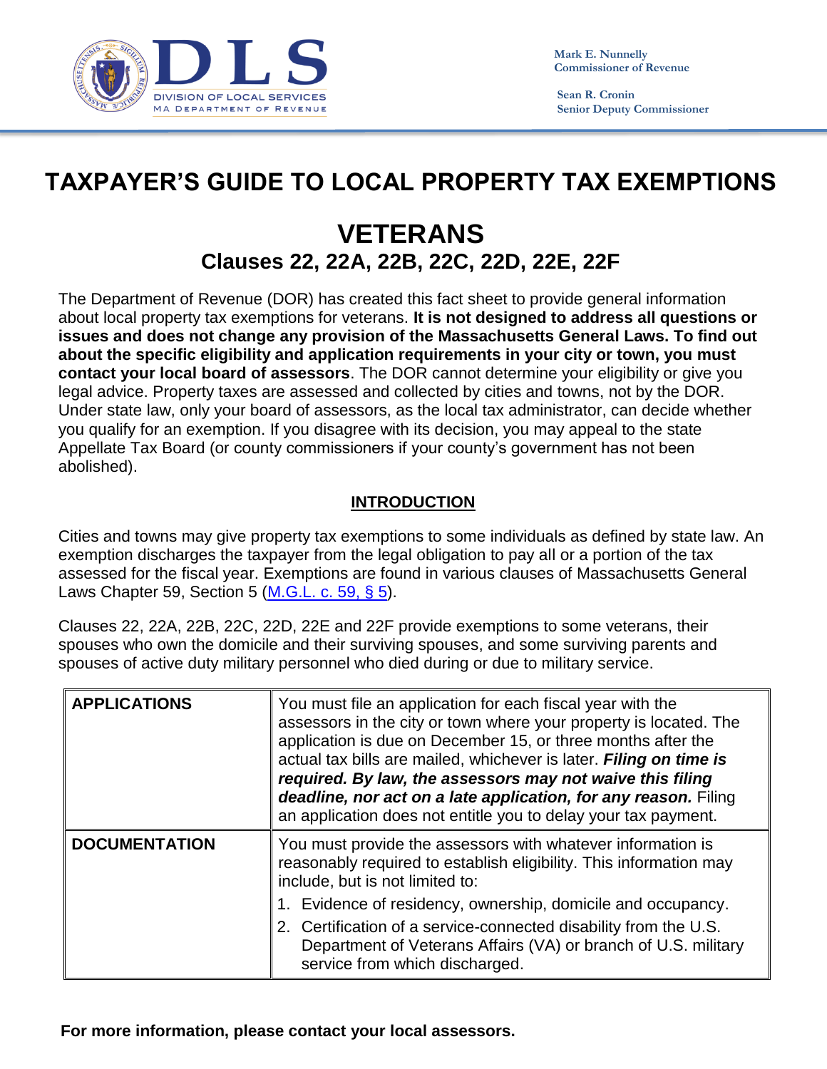DLS
DIVISION OF LOCAL SERVICES
MA DEPARTMENT OF REVENUE

Mark E. Nunnelly
Commissioner of Revenue

Sean R. Cronin
Senior Deputy Commissioner

# TAXPAYER'S GUIDE TO LOCAL PROPERTY TAX EXEMPTIONS

# VETERANS

## Clauses 22, 22A, 22B, 22C, 22D, 22E, 22F

The Department of Revenue (DOR) has created this fact sheet to provide general information about local property tax exemptions for veterans. **It is not designed to address all questions or issues and does not change any provision of the Massachusetts General Laws. To find out about the specific eligibility and application requirements in your city or town, you must contact your local board of assessors**. The DOR cannot determine your eligibility or give you legal advice. Property taxes are assessed and collected by cities and towns, not by the DOR. Under state law, only your board of assessors, as the local tax administrator, can decide whether you qualify for an exemption. If you disagree with its decision, you may appeal to the state Appellate Tax Board (or county commissioners if your county's government has not been abolished).

### INTRODUCTION

Cities and towns may give property tax exemptions to some individuals as defined by state law. An exemption discharges the taxpayer from the legal obligation to pay all or a portion of the tax assessed for the fiscal year. Exemptions are found in various clauses of Massachusetts General Laws Chapter 59, Section 5 (M.G.L. c. 59, § 5).

Clauses 22, 22A, 22B, 22C, 22D, 22E and 22F provide exemptions to some veterans, their spouses who own the domicile and their surviving spouses, and some surviving parents and spouses of active duty military personnel who died during or due to military service.

| | |
|---|---|
| **APPLICATIONS** | You must file an application for each fiscal year with the assessors in the city or town where your property is located. The application is due on December 15, or three months after the actual tax bills are mailed, whichever is later. ***Filing on time is required. By law, the assessors may not waive this filing deadline, nor act on a late application, for any reason.*** Filing an application does not entitle you to delay your tax payment. |
| **DOCUMENTATION** | You must provide the assessors with whatever information is reasonably required to establish eligibility. This information may include, but is not limited to:<br>1. Evidence of residency, ownership, domicile and occupancy.<br>2. Certification of a service-connected disability from the U.S. Department of Veterans Affairs (VA) or branch of U.S. military service from which discharged. |

**For more information, please contact your local assessors.**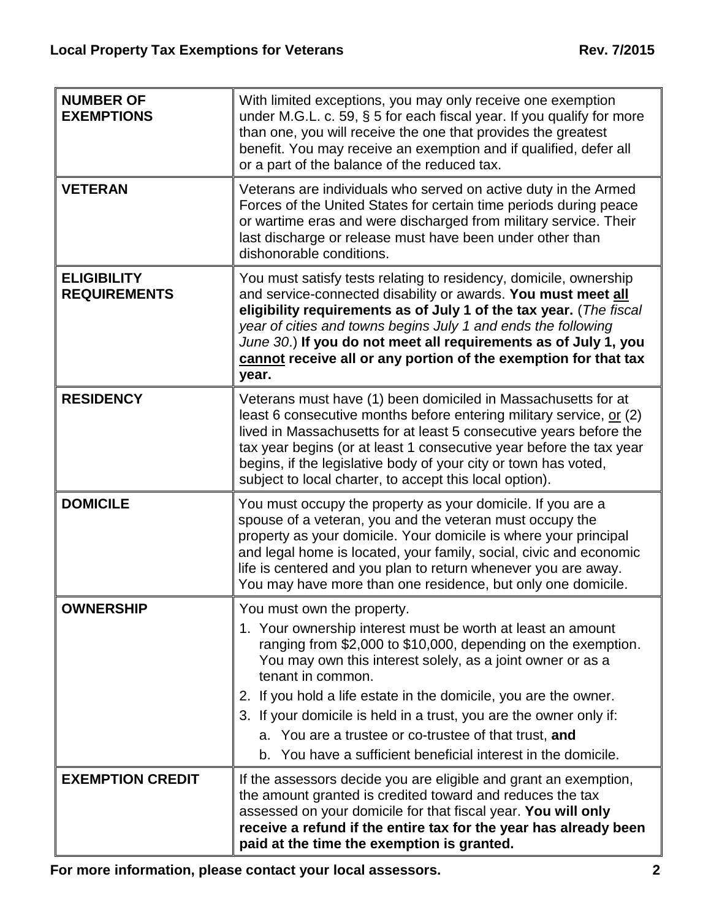| | |
|---|---|
| **NUMBER OF EXEMPTIONS** | With limited exceptions, you may only receive one exemption under M.G.L. c. 59, § 5 for each fiscal year. If you qualify for more than one, you will receive the one that provides the greatest benefit. You may receive an exemption and if qualified, defer all or a part of the balance of the reduced tax. |
| **VETERAN** | Veterans are individuals who served on active duty in the Armed Forces of the United States for certain time periods during peace or wartime eras and were discharged from military service. Their last discharge or release must have been under other than dishonorable conditions. |
| **ELIGIBILITY REQUIREMENTS** | You must satisfy tests relating to residency, domicile, ownership and service-connected disability or awards. **You must meet <u>all</u> eligibility requirements as of July 1 of the tax year.** (*The fiscal year of cities and towns begins July 1 and ends the following June 30*.) **If you do not meet all requirements as of July 1, you <u>cannot</u> receive all or any portion of the exemption for that tax year.** |
| **RESIDENCY** | Veterans must have (1) been domiciled in Massachusetts for at least 6 consecutive months before entering military service, <u>or</u> (2) lived in Massachusetts for at least 5 consecutive years before the tax year begins (or at least 1 consecutive year before the tax year begins, if the legislative body of your city or town has voted, subject to local charter, to accept this local option). |
| **DOMICILE** | You must occupy the property as your domicile. If you are a spouse of a veteran, you and the veteran must occupy the property as your domicile. Your domicile is where your principal and legal home is located, your family, social, civic and economic life is centered and you plan to return whenever you are away. You may have more than one residence, but only one domicile. |
| **OWNERSHIP** | You must own the property.<br>1. Your ownership interest must be worth at least an amount ranging from $2,000 to $10,000, depending on the exemption. You may own this interest solely, as a joint owner or as a tenant in common.<br>2. If you hold a life estate in the domicile, you are the owner.<br>3. If your domicile is held in a trust, you are the owner only if:<br>a. You are a trustee or co-trustee of that trust, **and**<br>b. You have a sufficient beneficial interest in the domicile. |
| **EXEMPTION CREDIT** | If the assessors decide you are eligible and grant an exemption, the amount granted is credited toward and reduces the tax assessed on your domicile for that fiscal year. **You will only receive a refund if the entire tax for the year has already been paid at the time the exemption is granted.** |

**For more information, please contact your local assessors.**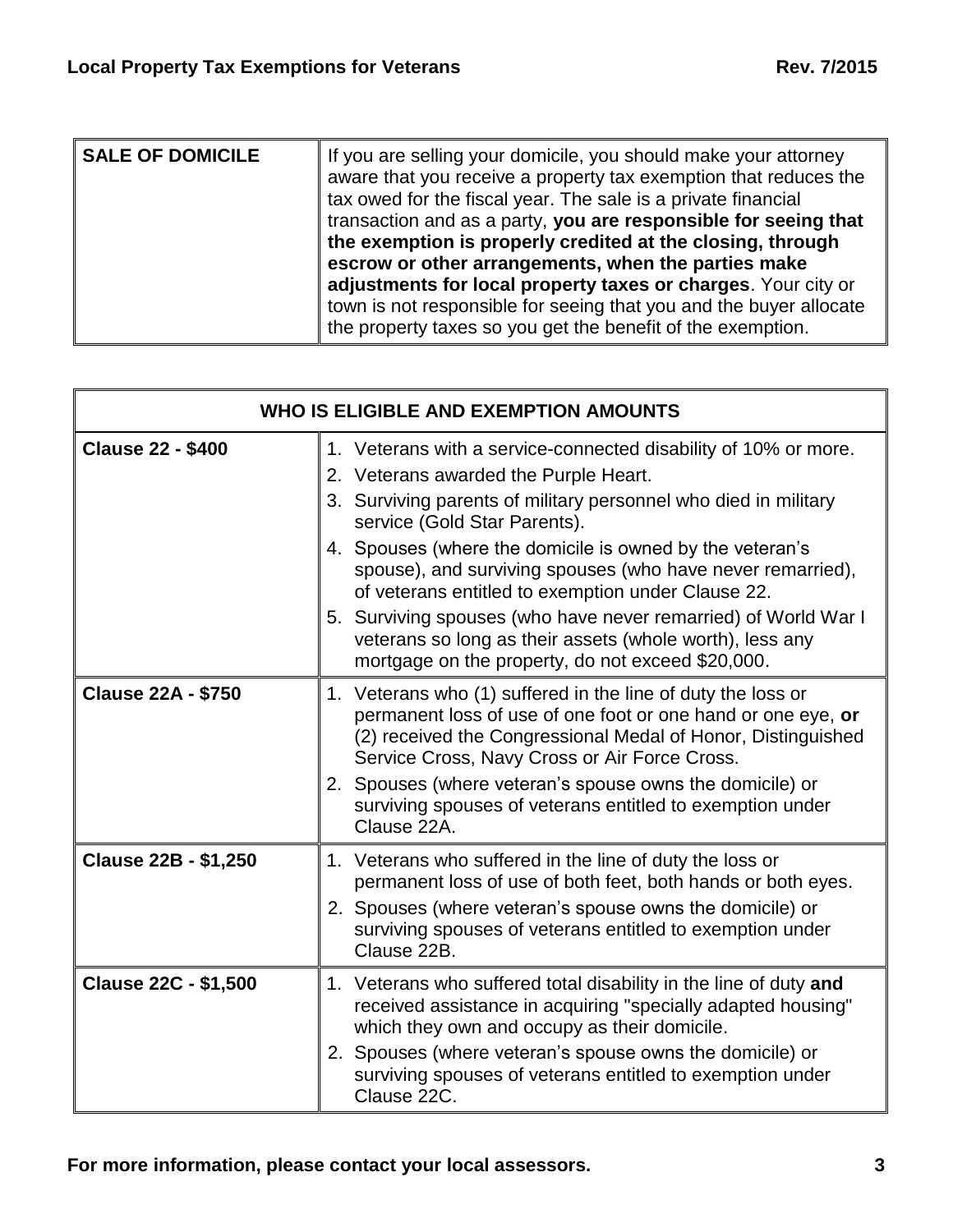| SALE OF DOMICILE | If you are selling your domicile, you should make your attorney aware that you receive a property tax exemption that reduces the tax owed for the fiscal year. The sale is a private financial transaction and as a party, **you are responsible for seeing that the exemption is properly credited at the closing, through escrow or other arrangements, when the parties make adjustments for local property taxes or charges**. Your city or town is not responsible for seeing that you and the buyer allocate the property taxes so you get the benefit of the exemption. |
|---|---|

| WHO IS ELIGIBLE AND EXEMPTION AMOUNTS | |
|---|---|
| **Clause 22 - $400** | 1. Veterans with a service-connected disability of 10% or more.<br>2. Veterans awarded the Purple Heart.<br>3. Surviving parents of military personnel who died in military service (Gold Star Parents).<br>4. Spouses (where the domicile is owned by the veteran's spouse), and surviving spouses (who have never remarried), of veterans entitled to exemption under Clause 22.<br>5. Surviving spouses (who have never remarried) of World War I veterans so long as their assets (whole worth), less any mortgage on the property, do not exceed $20,000. |
| **Clause 22A - $750** | 1. Veterans who (1) suffered in the line of duty the loss or permanent loss of use of one foot or one hand or one eye, **or** (2) received the Congressional Medal of Honor, Distinguished Service Cross, Navy Cross or Air Force Cross.<br>2. Spouses (where veteran's spouse owns the domicile) or surviving spouses of veterans entitled to exemption under Clause 22A. |
| **Clause 22B - $1,250** | 1. Veterans who suffered in the line of duty the loss or permanent loss of use of both feet, both hands or both eyes.<br>2. Spouses (where veteran's spouse owns the domicile) or surviving spouses of veterans entitled to exemption under Clause 22B. |
| **Clause 22C - $1,500** | 1. Veterans who suffered total disability in the line of duty **and** received assistance in acquiring "specially adapted housing" which they own and occupy as their domicile.<br>2. Spouses (where veteran's spouse owns the domicile) or surviving spouses of veterans entitled to exemption under Clause 22C. |

**For more information, please contact your local assessors.**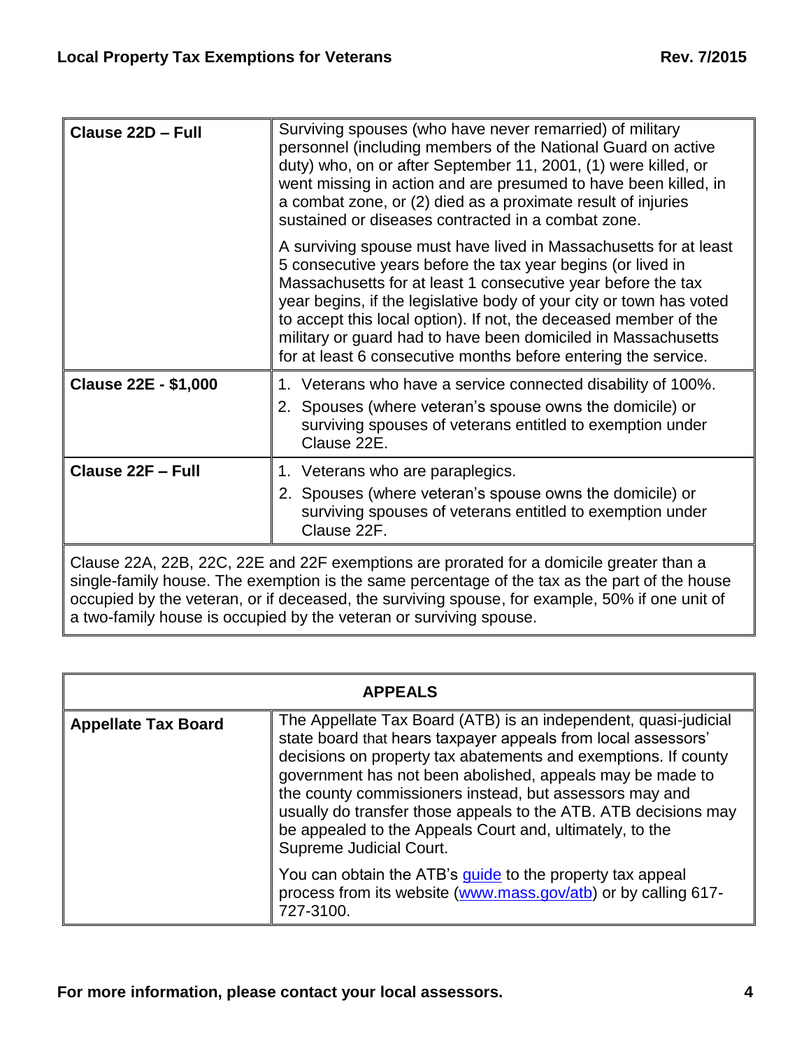| | |
|---|---|
| **Clause 22D – Full** | Surviving spouses (who have never remarried) of military personnel (including members of the National Guard on active duty) who, on or after September 11, 2001, (1) were killed, or went missing in action and are presumed to have been killed, in a combat zone, or (2) died as a proximate result of injuries sustained or diseases contracted in a combat zone.<br><br>A surviving spouse must have lived in Massachusetts for at least 5 consecutive years before the tax year begins (or lived in Massachusetts for at least 1 consecutive year before the tax year begins, if the legislative body of your city or town has voted to accept this local option). If not, the deceased member of the military or guard had to have been domiciled in Massachusetts for at least 6 consecutive months before entering the service. |
| **Clause 22E - $1,000** | 1. Veterans who have a service connected disability of 100%.<br>2. Spouses (where veteran's spouse owns the domicile) or surviving spouses of veterans entitled to exemption under Clause 22E. |
| **Clause 22F – Full** | 1. Veterans who are paraplegics.<br>2. Spouses (where veteran's spouse owns the domicile) or surviving spouses of veterans entitled to exemption under Clause 22F. |
| Clause 22A, 22B, 22C, 22E and 22F exemptions are prorated for a domicile greater than a single-family house. The exemption is the same percentage of the tax as the part of the house occupied by the veteran, or if deceased, the surviving spouse, for example, 50% if one unit of a two-family house is occupied by the veteran or surviving spouse. | |

| **APPEALS** | |
|---|---|
| **Appellate Tax Board** | The Appellate Tax Board (ATB) is an independent, quasi-judicial state board that hears taxpayer appeals from local assessors' decisions on property tax abatements and exemptions. If county government has not been abolished, appeals may be made to the county commissioners instead, but assessors may and usually do transfer those appeals to the ATB. ATB decisions may be appealed to the Appeals Court and, ultimately, to the Supreme Judicial Court.<br><br>You can obtain the ATB's guide to the property tax appeal process from its website (www.mass.gov/atb) or by calling 617-727-3100. |

**For more information, please contact your local assessors.**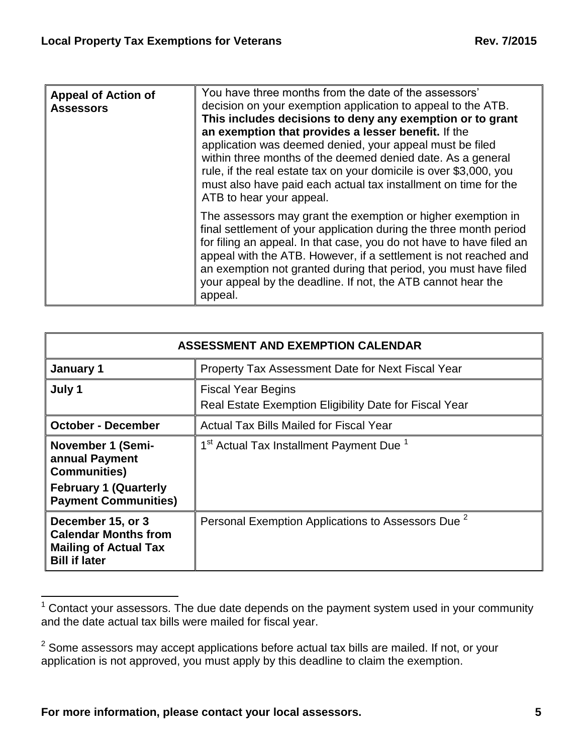| | |
|---|---|
| **Appeal of Action of Assessors** | You have three months from the date of the assessors' decision on your exemption application to appeal to the ATB. **This includes decisions to deny any exemption or to grant an exemption that provides a lesser benefit.** If the application was deemed denied, your appeal must be filed within three months of the deemed denied date. As a general rule, if the real estate tax on your domicile is over $3,000, you must also have paid each actual tax installment on time for the ATB to hear your appeal.<br><br>The assessors may grant the exemption or higher exemption in final settlement of your application during the three month period for filing an appeal. In that case, you do not have to have filed an appeal with the ATB. However, if a settlement is not reached and an exemption not granted during that period, you must have filed your appeal by the deadline. If not, the ATB cannot hear the appeal. |

| **ASSESSMENT AND EXEMPTION CALENDAR** | |
|---|---|
| **January 1** | Property Tax Assessment Date for Next Fiscal Year |
| **July 1** | Fiscal Year Begins<br>Real Estate Exemption Eligibility Date for Fiscal Year |
| **October - December** | Actual Tax Bills Mailed for Fiscal Year |
| **November 1 (Semi-annual Payment Communities)**<br>**February 1 (Quarterly Payment Communities)** | 1st Actual Tax Installment Payment Due [1] |
| **December 15, or 3 Calendar Months from Mailing of Actual Tax Bill if later** | Personal Exemption Applications to Assessors Due [2] |

[1] Contact your assessors. The due date depends on the payment system used in your community and the date actual tax bills were mailed for fiscal year.

[2] Some assessors may accept applications before actual tax bills are mailed. If not, or your application is not approved, you must apply by this deadline to claim the exemption.

**For more information, please contact your local assessors.**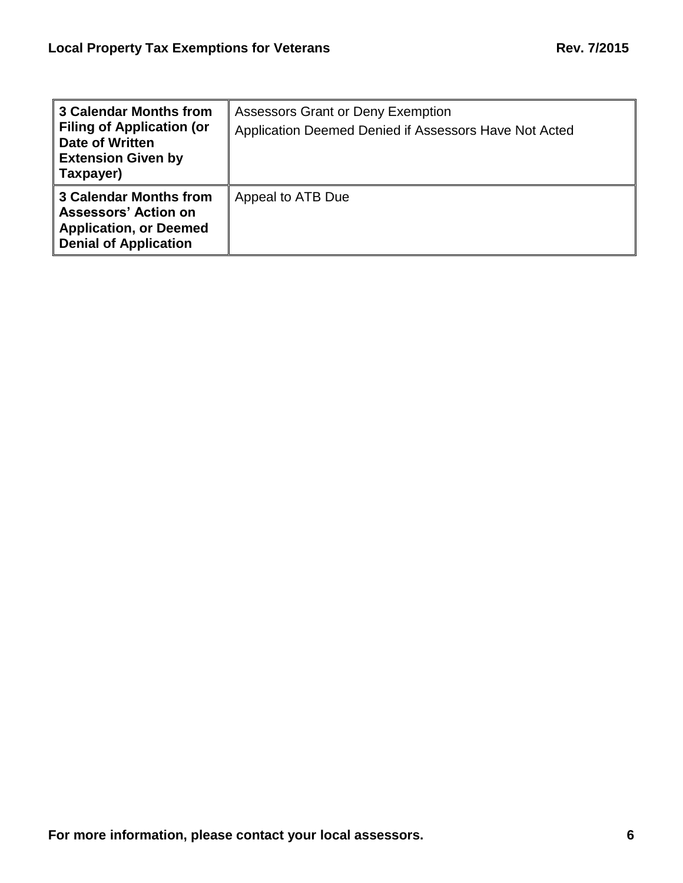| | |
|---|---|
| **3 Calendar Months from Filing of Application (or Date of Written Extension Given by Taxpayer)** | Assessors Grant or Deny Exemption<br>Application Deemed Denied if Assessors Have Not Acted |
| **3 Calendar Months from Assessors' Action on Application, or Deemed Denial of Application** | Appeal to ATB Due |

**For more information, please contact your local assessors.**